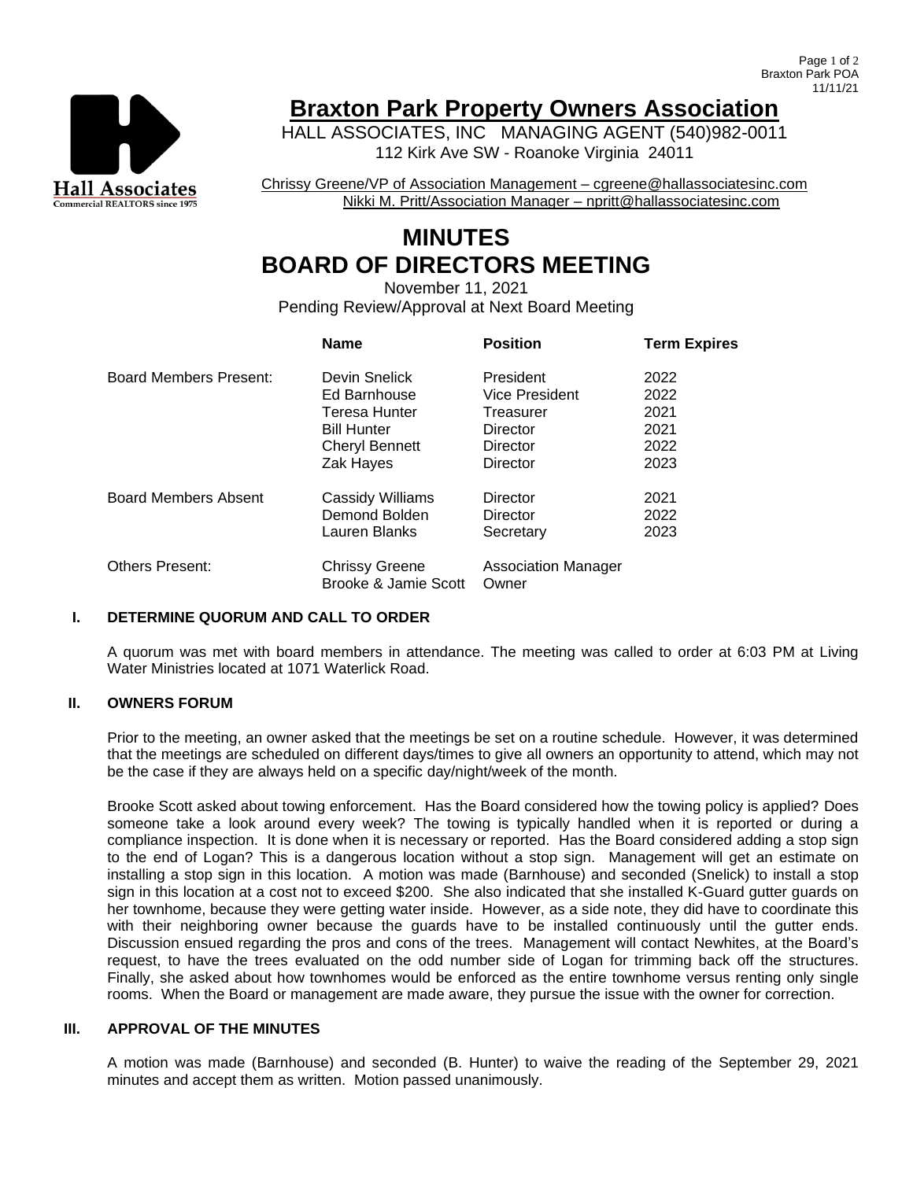# Braxton Park Property Owners Association

HALL ASSOCIATES, INC MANAGING AGENT (540)982-0011
112 Kirk Ave SW - Roanoke Virginia 24011

Chrissy Greene/VP of Association Management – cgreene@hallassociatesinc.com
Nikki M. Pritt/Association Manager – npritt@hallassociatesinc.com

# MINUTES
# BOARD OF DIRECTORS MEETING

November 11, 2021
Pending Review/Approval at Next Board Meeting

| | Name | Position | Term Expires |
|---|---|---|---|
| Board Members Present: | Devin Snelick | President | 2022 |
| | Ed Barnhouse | Vice President | 2022 |
| | Teresa Hunter | Treasurer | 2021 |
| | Bill Hunter | Director | 2021 |
| | Cheryl Bennett | Director | 2022 |
| | Zak Hayes | Director | 2023 |
| Board Members Absent | Cassidy Williams | Director | 2021 |
| | Demond Bolden | Director | 2022 |
| | Lauren Blanks | Secretary | 2023 |
| Others Present: | Chrissy Greene | Association Manager | |
| | Brooke & Jamie Scott | Owner | |

## I. DETERMINE QUORUM AND CALL TO ORDER

A quorum was met with board members in attendance. The meeting was called to order at 6:03 PM at Living Water Ministries located at 1071 Waterlick Road.

## II. OWNERS FORUM

Prior to the meeting, an owner asked that the meetings be set on a routine schedule. However, it was determined that the meetings are scheduled on different days/times to give all owners an opportunity to attend, which may not be the case if they are always held on a specific day/night/week of the month.

Brooke Scott asked about towing enforcement. Has the Board considered how the towing policy is applied? Does someone take a look around every week? The towing is typically handled when it is reported or during a compliance inspection. It is done when it is necessary or reported. Has the Board considered adding a stop sign to the end of Logan? This is a dangerous location without a stop sign. Management will get an estimate on installing a stop sign in this location. A motion was made (Barnhouse) and seconded (Snelick) to install a stop sign in this location at a cost not to exceed $200. She also indicated that she installed K-Guard gutter guards on her townhome, because they were getting water inside. However, as a side note, they did have to coordinate this with their neighboring owner because the guards have to be installed continuously until the gutter ends. Discussion ensued regarding the pros and cons of the trees. Management will contact Newhites, at the Board's request, to have the trees evaluated on the odd number side of Logan for trimming back off the structures. Finally, she asked about how townhomes would be enforced as the entire townhome versus renting only single rooms. When the Board or management are made aware, they pursue the issue with the owner for correction.

## III. APPROVAL OF THE MINUTES

A motion was made (Barnhouse) and seconded (B. Hunter) to waive the reading of the September 29, 2021 minutes and accept them as written. Motion passed unanimously.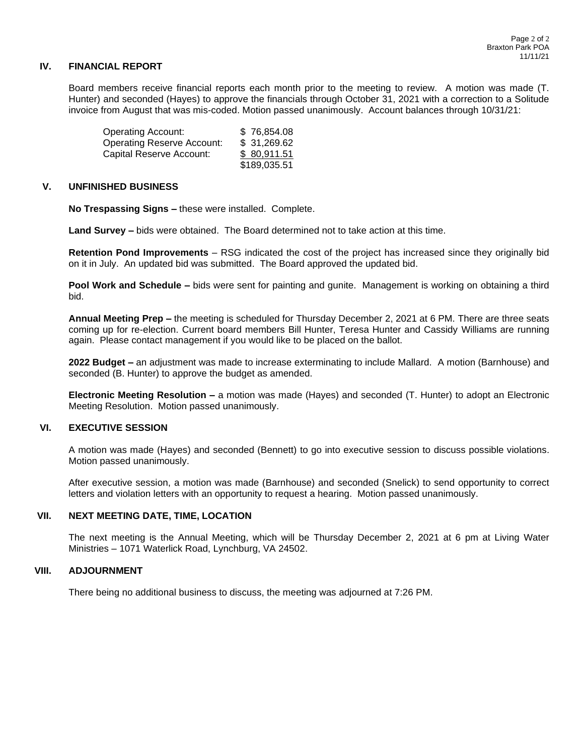## IV. FINANCIAL REPORT

Board members receive financial reports each month prior to the meeting to review. A motion was made (T. Hunter) and seconded (Hayes) to approve the financials through October 31, 2021 with a correction to a Solitude invoice from August that was mis-coded. Motion passed unanimously. Account balances through 10/31/21:

| | |
|---|---|
| Operating Account: | $ 76,854.08 |
| Operating Reserve Account: | $ 31,269.62 |
| Capital Reserve Account: | $ 80,911.51 |
| | $189,035.51 |

## V. UNFINISHED BUSINESS

**No Trespassing Signs –** these were installed. Complete.

**Land Survey –** bids were obtained. The Board determined not to take action at this time.

**Retention Pond Improvements** – RSG indicated the cost of the project has increased since they originally bid on it in July. An updated bid was submitted. The Board approved the updated bid.

**Pool Work and Schedule –** bids were sent for painting and gunite. Management is working on obtaining a third bid.

**Annual Meeting Prep –** the meeting is scheduled for Thursday December 2, 2021 at 6 PM. There are three seats coming up for re-election. Current board members Bill Hunter, Teresa Hunter and Cassidy Williams are running again. Please contact management if you would like to be placed on the ballot.

**2022 Budget –** an adjustment was made to increase exterminating to include Mallard. A motion (Barnhouse) and seconded (B. Hunter) to approve the budget as amended.

**Electronic Meeting Resolution –** a motion was made (Hayes) and seconded (T. Hunter) to adopt an Electronic Meeting Resolution. Motion passed unanimously.

## VI. EXECUTIVE SESSION

A motion was made (Hayes) and seconded (Bennett) to go into executive session to discuss possible violations. Motion passed unanimously.

After executive session, a motion was made (Barnhouse) and seconded (Snelick) to send opportunity to correct letters and violation letters with an opportunity to request a hearing. Motion passed unanimously.

## VII. NEXT MEETING DATE, TIME, LOCATION

The next meeting is the Annual Meeting, which will be Thursday December 2, 2021 at 6 pm at Living Water Ministries – 1071 Waterlick Road, Lynchburg, VA 24502.

## VIII. ADJOURNMENT

There being no additional business to discuss, the meeting was adjourned at 7:26 PM.